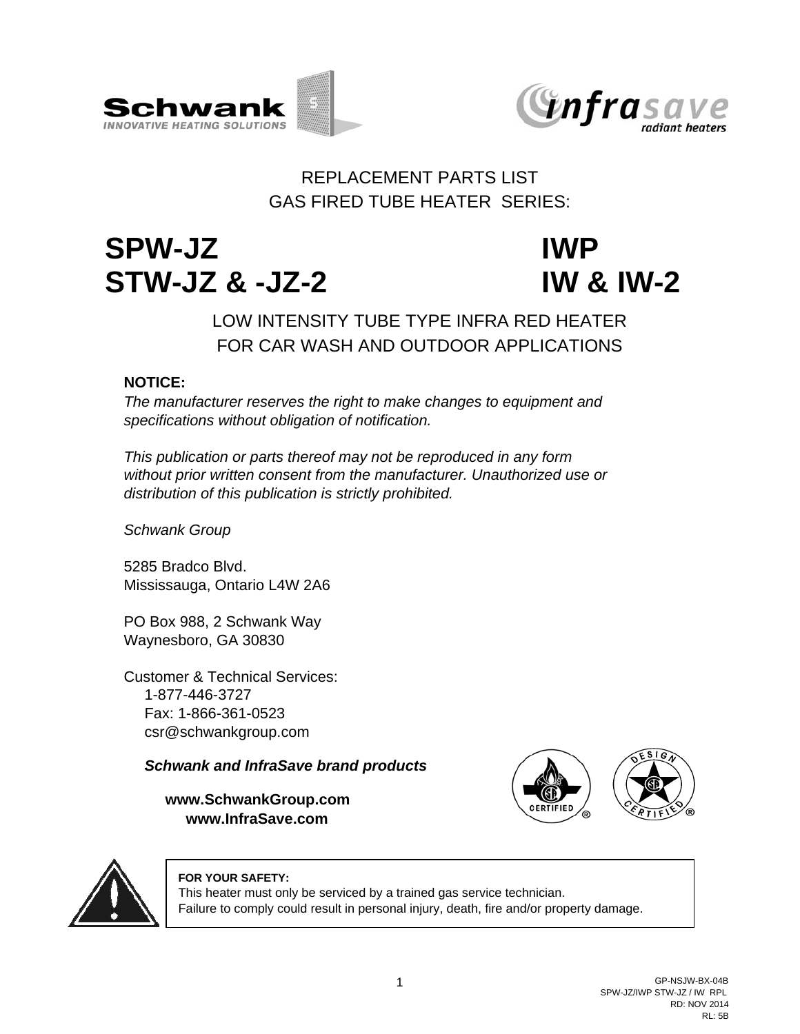REPLACEMENT PARTS LIST
GAS FIRED TUBE HEATER SERIES:

# SPW-JZ / IWP
# STW-JZ & -JZ-2 / IW & IW-2

LOW INTENSITY TUBE TYPE INFRA RED HEATER
FOR CAR WASH AND OUTDOOR APPLICATIONS

**NOTICE:**
*The manufacturer reserves the right to make changes to equipment and specifications without obligation of notification.*

*This publication or parts thereof may not be reproduced in any form without prior written consent from the manufacturer. Unauthorized use or distribution of this publication is strictly prohibited.*

*Schwank Group*

5285 Bradco Blvd.
Mississauga, Ontario L4W 2A6

PO Box 988, 2 Schwank Way
Waynesboro, GA 30830

Customer & Technical Services:
1-877-446-3727
Fax: 1-866-361-0523
csr@schwankgroup.com

***Schwank and InfraSave brand products***

**www.SchwankGroup.com**
**www.InfraSave.com**

**FOR YOUR SAFETY:**
This heater must only be serviced by a trained gas service technician.
Failure to comply could result in personal injury, death, fire and/or property damage.

GP-NSJW-BX-04B
SPW-JZ/IWP STW-JZ / IW RPL
RD: NOV 2014
RL: 5B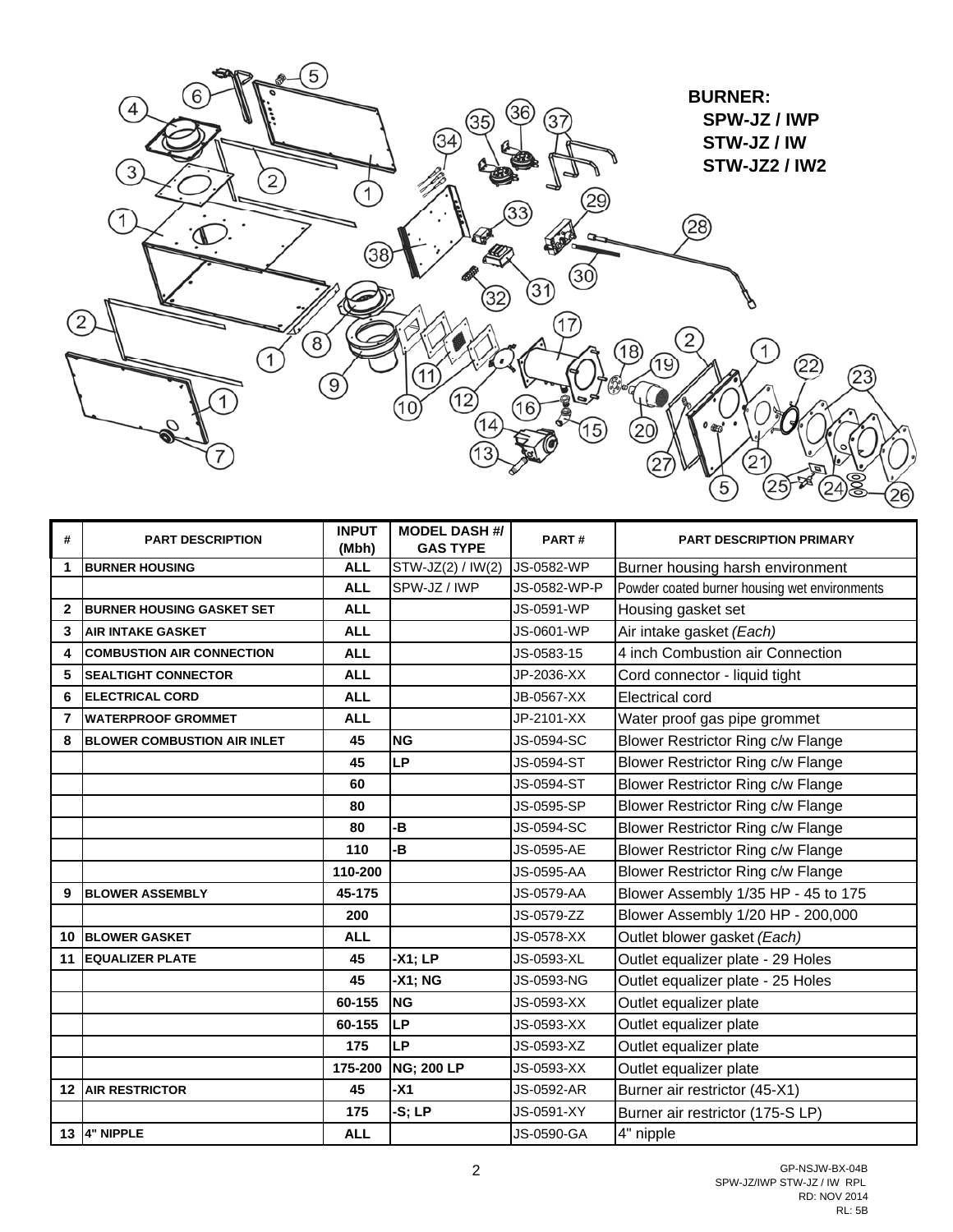**BURNER:**
**SPW-JZ / IWP**
**STW-JZ / IW**
**STW-JZ2 / IW2**

| # | PART DESCRIPTION | INPUT (Mbh) | MODEL DASH #/ GAS TYPE | PART # | PART DESCRIPTION PRIMARY |
|---|---|---|---|---|---|
| 1 | BURNER HOUSING | ALL | STW-JZ(2) / IW(2) | JS-0582-WP | Burner housing harsh environment |
| | | ALL | SPW-JZ / IWP | JS-0582-WP-P | Powder coated burner housing wet environments |
| 2 | BURNER HOUSING GASKET SET | ALL | | JS-0591-WP | Housing gasket set |
| 3 | AIR INTAKE GASKET | ALL | | JS-0601-WP | Air intake gasket *(Each)* |
| 4 | COMBUSTION AIR CONNECTION | ALL | | JS-0583-15 | 4 inch Combustion air Connection |
| 5 | SEALTIGHT CONNECTOR | ALL | | JP-2036-XX | Cord connector - liquid tight |
| 6 | ELECTRICAL CORD | ALL | | JB-0567-XX | Electrical cord |
| 7 | WATERPROOF GROMMET | ALL | | JP-2101-XX | Water proof gas pipe grommet |
| 8 | BLOWER COMBUSTION AIR INLET | 45 | NG | JS-0594-SC | Blower Restrictor Ring c/w Flange |
| | | 45 | LP | JS-0594-ST | Blower Restrictor Ring c/w Flange |
| | | 60 | | JS-0594-ST | Blower Restrictor Ring c/w Flange |
| | | 80 | | JS-0595-SP | Blower Restrictor Ring c/w Flange |
| | | 80 | -B | JS-0594-SC | Blower Restrictor Ring c/w Flange |
| | | 110 | -B | JS-0595-AE | Blower Restrictor Ring c/w Flange |
| | | 110-200 | | JS-0595-AA | Blower Restrictor Ring c/w Flange |
| 9 | BLOWER ASSEMBLY | 45-175 | | JS-0579-AA | Blower Assembly 1/35 HP - 45 to 175 |
| | | 200 | | JS-0579-ZZ | Blower Assembly 1/20 HP - 200,000 |
| 10 | BLOWER GASKET | ALL | | JS-0578-XX | Outlet blower gasket *(Each)* |
| 11 | EQUALIZER PLATE | 45 | -X1; LP | JS-0593-XL | Outlet equalizer plate - 29 Holes |
| | | 45 | -X1; NG | JS-0593-NG | Outlet equalizer plate - 25 Holes |
| | | 60-155 | NG | JS-0593-XX | Outlet equalizer plate |
| | | 60-155 | LP | JS-0593-XX | Outlet equalizer plate |
| | | 175 | LP | JS-0593-XZ | Outlet equalizer plate |
| | | 175-200 | NG; 200 LP | JS-0593-XX | Outlet equalizer plate |
| 12 | AIR RESTRICTOR | 45 | -X1 | JS-0592-AR | Burner air restrictor (45-X1) |
| | | 175 | -S; LP | JS-0591-XY | Burner air restrictor (175-S LP) |
| 13 | 4" NIPPLE | ALL | | JS-0590-GA | 4" nipple |

GP-NSJW-BX-04B
SPW-JZ/IWP STW-JZ / IW RPL
RD: NOV 2014
RL: 5B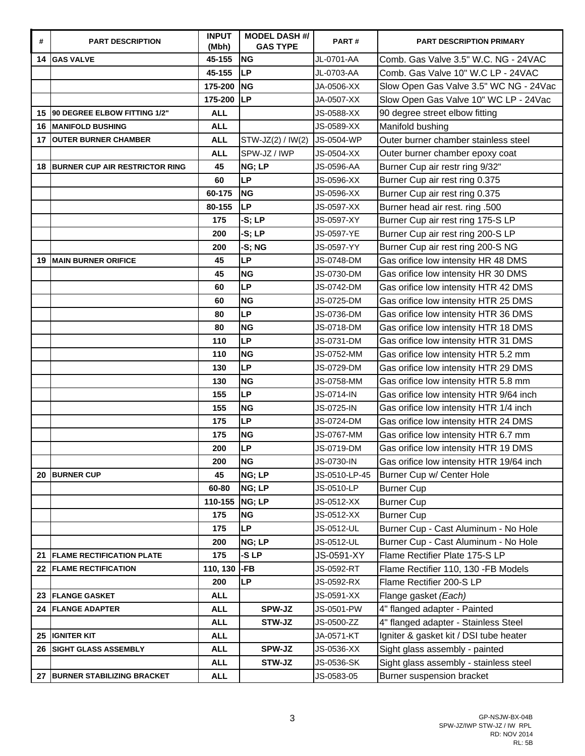| # | PART DESCRIPTION | INPUT (Mbh) | MODEL DASH #/ GAS TYPE | PART # | PART DESCRIPTION PRIMARY |
|---|---|---|---|---|---|
| 14 | GAS VALVE | 45-155 | NG | JL-0701-AA | Comb. Gas Valve 3.5" W.C. NG - 24VAC |
| | | 45-155 | LP | JL-0703-AA | Comb. Gas Valve 10" W.C LP - 24VAC |
| | | 175-200 | NG | JA-0506-XX | Slow Open Gas Valve 3.5" WC NG - 24Vac |
| | | 175-200 | LP | JA-0507-XX | Slow Open Gas Valve 10" WC LP - 24Vac |
| 15 | 90 DEGREE ELBOW FITTING 1/2" | ALL | | JS-0588-XX | 90 degree street elbow fitting |
| 16 | MANIFOLD BUSHING | ALL | | JS-0589-XX | Manifold bushing |
| 17 | OUTER BURNER CHAMBER | ALL | STW-JZ(2) / IW(2) | JS-0504-WP | Outer burner chamber stainless steel |
| | | ALL | SPW-JZ / IWP | JS-0504-XX | Outer burner chamber epoxy coat |
| 18 | BURNER CUP AIR RESTRICTOR RING | 45 | NG; LP | JS-0596-AA | Burner Cup air restr ring 9/32" |
| | | 60 | LP | JS-0596-XX | Burner Cup air rest ring 0.375 |
| | | 60-175 | NG | JS-0596-XX | Burner Cup air rest ring 0.375 |
| | | 80-155 | LP | JS-0597-XX | Burner head air rest. ring .500 |
| | | 175 | -S; LP | JS-0597-XY | Burner Cup air rest ring 175-S LP |
| | | 200 | -S; LP | JS-0597-YE | Burner Cup air rest ring 200-S LP |
| | | 200 | -S; NG | JS-0597-YY | Burner Cup air rest ring 200-S NG |
| 19 | MAIN BURNER ORIFICE | 45 | LP | JS-0748-DM | Gas orifice low intensity HR 48 DMS |
| | | 45 | NG | JS-0730-DM | Gas orifice low intensity HR 30 DMS |
| | | 60 | LP | JS-0742-DM | Gas orifice low intensity HTR 42 DMS |
| | | 60 | NG | JS-0725-DM | Gas orifice low intensity HTR 25 DMS |
| | | 80 | LP | JS-0736-DM | Gas orifice low intensity HTR 36 DMS |
| | | 80 | NG | JS-0718-DM | Gas orifice low intensity HTR 18 DMS |
| | | 110 | LP | JS-0731-DM | Gas orifice low intensity HTR 31 DMS |
| | | 110 | NG | JS-0752-MM | Gas orifice low intensity HTR 5.2 mm |
| | | 130 | LP | JS-0729-DM | Gas orifice low intensity HTR 29 DMS |
| | | 130 | NG | JS-0758-MM | Gas orifice low intensity HTR 5.8 mm |
| | | 155 | LP | JS-0714-IN | Gas orifice low intensity HTR 9/64 inch |
| | | 155 | NG | JS-0725-IN | Gas orifice low intensity HTR 1/4 inch |
| | | 175 | LP | JS-0724-DM | Gas orifice low intensity HTR 24 DMS |
| | | 175 | NG | JS-0767-MM | Gas orifice low intensity HTR 6.7 mm |
| | | 200 | LP | JS-0719-DM | Gas orifice low intensity HTR 19 DMS |
| | | 200 | NG | JS-0730-IN | Gas orifice low intensity HTR 19/64 inch |
| 20 | BURNER CUP | 45 | NG; LP | JS-0510-LP-45 | Burner Cup w/ Center Hole |
| | | 60-80 | NG; LP | JS-0510-LP | Burner Cup |
| | | 110-155 | NG; LP | JS-0512-XX | Burner Cup |
| | | 175 | NG | JS-0512-XX | Burner Cup |
| | | 175 | LP | JS-0512-UL | Burner Cup - Cast Aluminum - No Hole |
| | | 200 | NG; LP | JS-0512-UL | Burner Cup - Cast Aluminum - No Hole |
| 21 | FLAME RECTIFICATION PLATE | 175 | -S LP | JS-0591-XY | Flame Rectifier Plate 175-S LP |
| 22 | FLAME RECTIFICATION | 110, 130 | -FB | JS-0592-RT | Flame Rectifier 110, 130 -FB Models |
| | | 200 | LP | JS-0592-RX | Flame Rectifier 200-S LP |
| 23 | FLANGE GASKET | ALL | | JS-0591-XX | Flange gasket *(Each)* |
| 24 | FLANGE ADAPTER | ALL | SPW-JZ | JS-0501-PW | 4" flanged adapter - Painted |
| | | ALL | STW-JZ | JS-0500-ZZ | 4" flanged adapter - Stainless Steel |
| 25 | IGNITER KIT | ALL | | JA-0571-KT | Igniter & gasket kit / DSI tube heater |
| 26 | SIGHT GLASS ASSEMBLY | ALL | SPW-JZ | JS-0536-XX | Sight glass assembly - painted |
| | | ALL | STW-JZ | JS-0536-SK | Sight glass assembly - stainless steel |
| 27 | BURNER STABILIZING BRACKET | ALL | | JS-0583-05 | Burner suspension bracket |

GP-NSJW-BX-04B
SPW-JZ/IWP STW-JZ / IW RPL
RD: NOV 2014
RL: 5B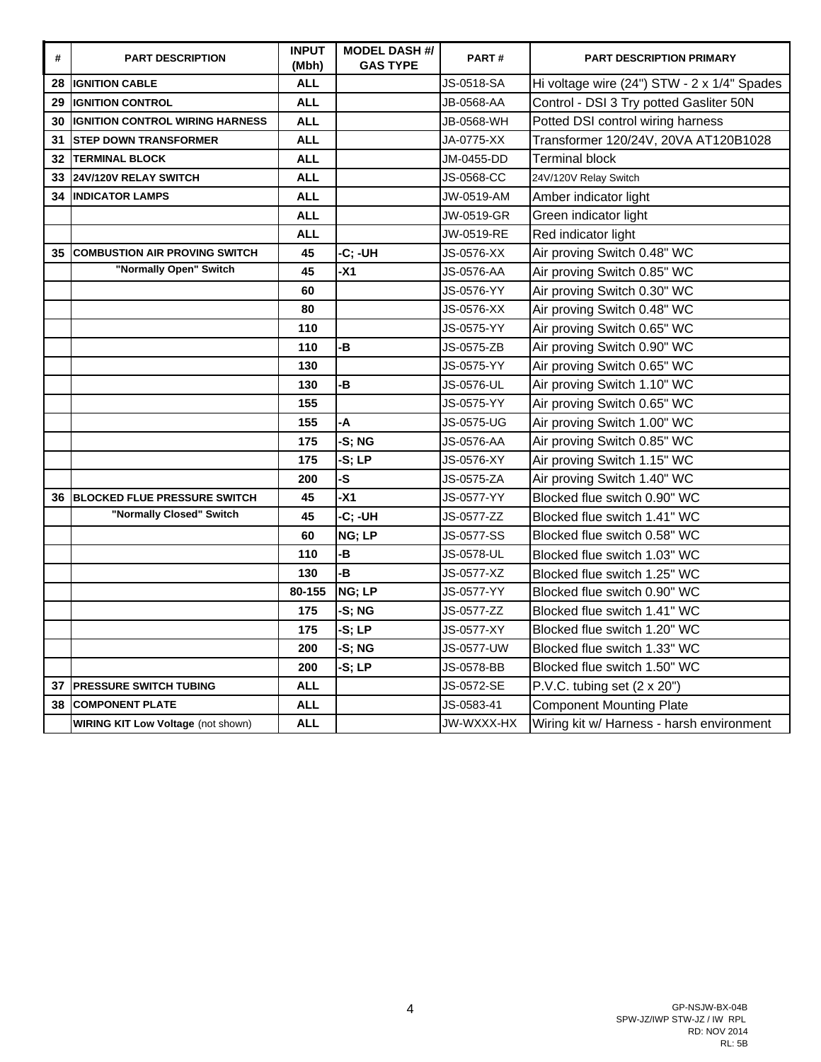| # | PART DESCRIPTION | INPUT (Mbh) | MODEL DASH #/ GAS TYPE | PART # | PART DESCRIPTION PRIMARY |
|---|---|---|---|---|---|
| 28 | **IGNITION CABLE** | **ALL** | | JS-0518-SA | Hi voltage wire (24") STW - 2 x 1/4" Spades |
| 29 | **IGNITION CONTROL** | **ALL** | | JB-0568-AA | Control - DSI 3 Try potted Gasliter 50N |
| 30 | **IGNITION CONTROL WIRING HARNESS** | **ALL** | | JB-0568-WH | Potted DSI control wiring harness |
| 31 | **STEP DOWN TRANSFORMER** | **ALL** | | JA-0775-XX | Transformer 120/24V, 20VA AT120B1028 |
| 32 | **TERMINAL BLOCK** | **ALL** | | JM-0455-DD | Terminal block |
| 33 | **24V/120V RELAY SWITCH** | **ALL** | | JS-0568-CC | 24V/120V Relay Switch |
| 34 | **INDICATOR LAMPS** | **ALL** | | JW-0519-AM | Amber indicator light |
| | | **ALL** | | JW-0519-GR | Green indicator light |
| | | **ALL** | | JW-0519-RE | Red indicator light |
| 35 | **COMBUSTION AIR PROVING SWITCH** | **45** | **-C; -UH** | JS-0576-XX | Air proving Switch 0.48" WC |
| | **"Normally Open" Switch** | **45** | **-X1** | JS-0576-AA | Air proving Switch 0.85" WC |
| | | **60** | | JS-0576-YY | Air proving Switch 0.30" WC |
| | | **80** | | JS-0576-XX | Air proving Switch 0.48" WC |
| | | **110** | | JS-0575-YY | Air proving Switch 0.65" WC |
| | | **110** | **-B** | JS-0575-ZB | Air proving Switch 0.90" WC |
| | | **130** | | JS-0575-YY | Air proving Switch 0.65" WC |
| | | **130** | **-B** | JS-0576-UL | Air proving Switch 1.10" WC |
| | | **155** | | JS-0575-YY | Air proving Switch 0.65" WC |
| | | **155** | **-A** | JS-0575-UG | Air proving Switch 1.00" WC |
| | | **175** | **-S; NG** | JS-0576-AA | Air proving Switch 0.85" WC |
| | | **175** | **-S; LP** | JS-0576-XY | Air proving Switch 1.15" WC |
| | | **200** | **-S** | JS-0575-ZA | Air proving Switch 1.40" WC |
| 36 | **BLOCKED FLUE PRESSURE SWITCH** | **45** | **-X1** | JS-0577-YY | Blocked flue switch 0.90" WC |
| | **"Normally Closed" Switch** | **45** | **-C; -UH** | JS-0577-ZZ | Blocked flue switch 1.41" WC |
| | | **60** | **NG; LP** | JS-0577-SS | Blocked flue switch 0.58" WC |
| | | **110** | **-B** | JS-0578-UL | Blocked flue switch 1.03" WC |
| | | **130** | **-B** | JS-0577-XZ | Blocked flue switch 1.25" WC |
| | | **80-155** | **NG; LP** | JS-0577-YY | Blocked flue switch 0.90" WC |
| | | **175** | **-S; NG** | JS-0577-ZZ | Blocked flue switch 1.41" WC |
| | | **175** | **-S; LP** | JS-0577-XY | Blocked flue switch 1.20" WC |
| | | **200** | **-S; NG** | JS-0577-UW | Blocked flue switch 1.33" WC |
| | | **200** | **-S; LP** | JS-0578-BB | Blocked flue switch 1.50" WC |
| 37 | **PRESSURE SWITCH TUBING** | **ALL** | | JS-0572-SE | P.V.C. tubing set (2 x 20") |
| 38 | **COMPONENT PLATE** | **ALL** | | JS-0583-41 | Component Mounting Plate |
| | **WIRING KIT Low Voltage** (not shown) | **ALL** | | JW-WXXX-HX | Wiring kit w/ Harness - harsh environment |

GP-NSJW-BX-04B
SPW-JZ/IWP STW-JZ / IW RPL
RD: NOV 2014
RL: 5B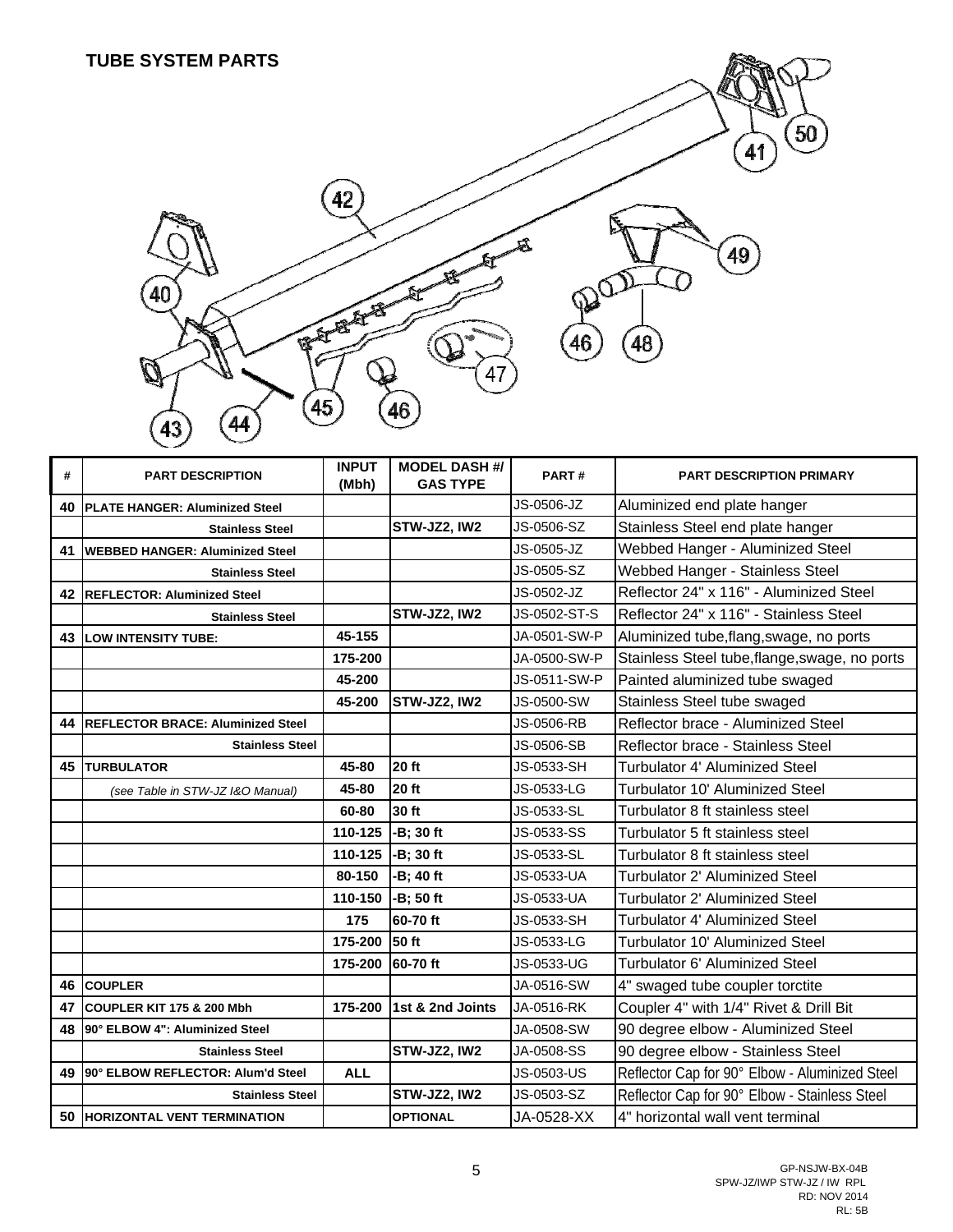## TUBE SYSTEM PARTS

| # | PART DESCRIPTION | INPUT (Mbh) | MODEL DASH #/ GAS TYPE | PART # | PART DESCRIPTION PRIMARY |
|---|---|---|---|---|---|
| 40 | **PLATE HANGER: Aluminized Steel** | | | JS-0506-JZ | Aluminized end plate hanger |
| | **Stainless Steel** | | **STW-JZ2, IW2** | JS-0506-SZ | Stainless Steel end plate hanger |
| 41 | **WEBBED HANGER: Aluminized Steel** | | | JS-0505-JZ | Webbed Hanger - Aluminized Steel |
| | **Stainless Steel** | | | JS-0505-SZ | Webbed Hanger - Stainless Steel |
| 42 | **REFLECTOR: Aluminized Steel** | | | JS-0502-JZ | Reflector 24" x 116" - Aluminized Steel |
| | **Stainless Steel** | | **STW-JZ2, IW2** | JS-0502-ST-S | Reflector 24" x 116" - Stainless Steel |
| 43 | **LOW INTENSITY TUBE:** | **45-155** | | JA-0501-SW-P | Aluminized tube,flang,swage, no ports |
| | | **175-200** | | JA-0500-SW-P | Stainless Steel tube,flange,swage, no ports |
| | | **45-200** | | JS-0511-SW-P | Painted aluminized tube swaged |
| | | **45-200** | **STW-JZ2, IW2** | JS-0500-SW | Stainless Steel tube swaged |
| 44 | **REFLECTOR BRACE: Aluminized Steel** | | | JS-0506-RB | Reflector brace - Aluminized Steel |
| | **Stainless Steel** | | | JS-0506-SB | Reflector brace - Stainless Steel |
| 45 | **TURBULATOR** | **45-80** | **20 ft** | JS-0533-SH | Turbulator 4' Aluminized Steel |
| | *(see Table in STW-JZ I&O Manual)* | **45-80** | **20 ft** | JS-0533-LG | Turbulator 10' Aluminized Steel |
| | | **60-80** | **30 ft** | JS-0533-SL | Turbulator 8 ft stainless steel |
| | | **110-125** | **-B; 30 ft** | JS-0533-SS | Turbulator 5 ft stainless steel |
| | | **110-125** | **-B; 30 ft** | JS-0533-SL | Turbulator 8 ft stainless steel |
| | | **80-150** | **-B; 40 ft** | JS-0533-UA | Turbulator 2' Aluminized Steel |
| | | **110-150** | **-B; 50 ft** | JS-0533-UA | Turbulator 2' Aluminized Steel |
| | | **175** | **60-70 ft** | JS-0533-SH | Turbulator 4' Aluminized Steel |
| | | **175-200** | **50 ft** | JS-0533-LG | Turbulator 10' Aluminized Steel |
| | | **175-200** | **60-70 ft** | JS-0533-UG | Turbulator 6' Aluminized Steel |
| 46 | **COUPLER** | | | JA-0516-SW | 4" swaged tube coupler torctite |
| 47 | **COUPLER KIT 175 & 200 Mbh** | **175-200** | **1st & 2nd Joints** | JA-0516-RK | Coupler 4" with 1/4" Rivet & Drill Bit |
| 48 | **90° ELBOW 4": Aluminized Steel** | | | JA-0508-SW | 90 degree elbow - Aluminized Steel |
| | **Stainless Steel** | | **STW-JZ2, IW2** | JA-0508-SS | 90 degree elbow - Stainless Steel |
| 49 | **90° ELBOW REFLECTOR: Alum'd Steel** | **ALL** | | JS-0503-US | Reflector Cap for 90° Elbow - Aluminized Steel |
| | **Stainless Steel** | | **STW-JZ2, IW2** | JS-0503-SZ | Reflector Cap for 90° Elbow - Stainless Steel |
| 50 | **HORIZONTAL VENT TERMINATION** | | **OPTIONAL** | JA-0528-XX | 4" horizontal wall vent terminal |

GP-NSJW-BX-04B
SPW-JZ/IWP STW-JZ / IW RPL
RD: NOV 2014
RL: 5B